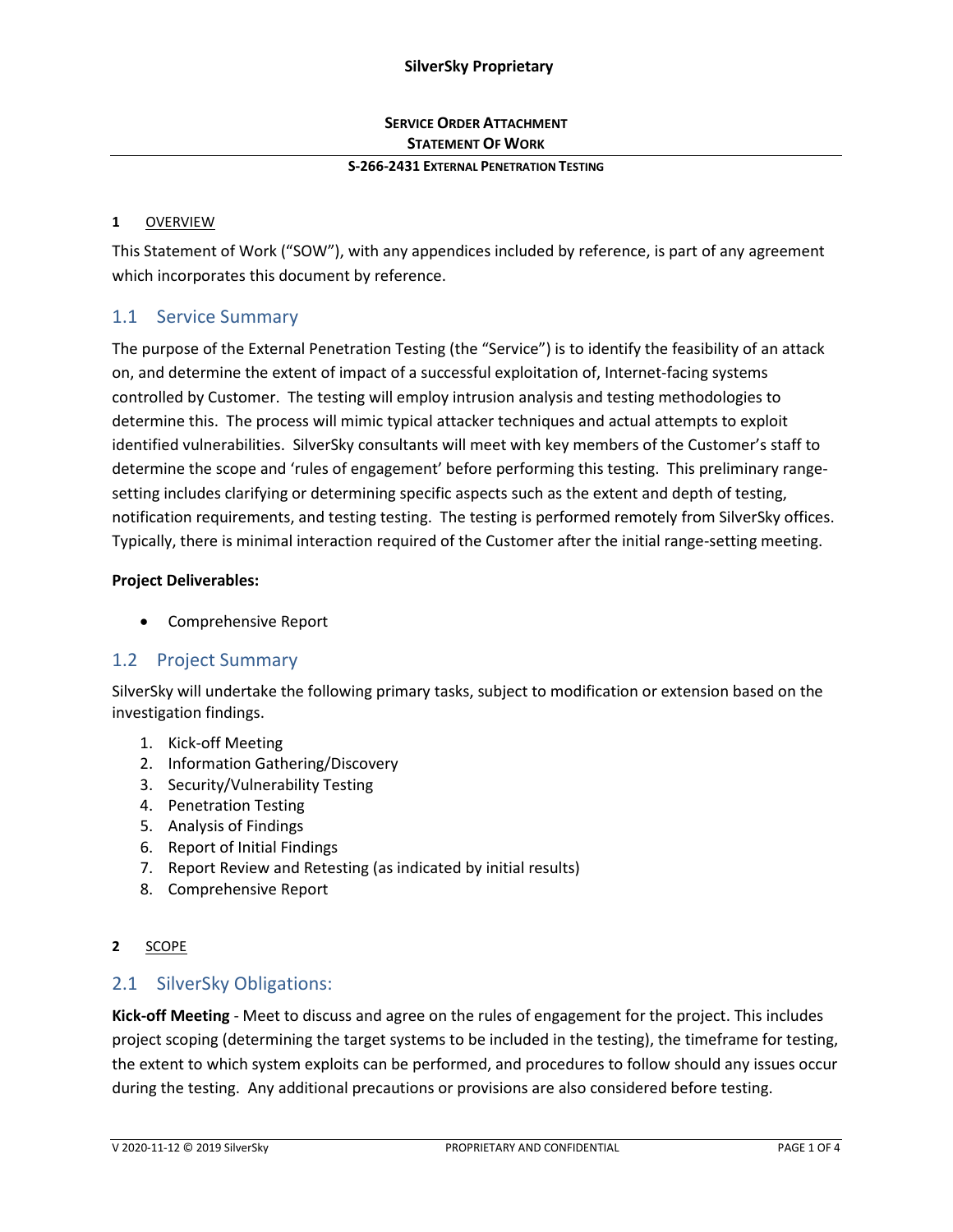**SilverSky Proprietary**

**SERVICE ORDER ATTACHMENT**
**STATEMENT OF WORK**

**S-266-2431 EXTERNAL PENETRATION TESTING**

## 1 OVERVIEW

This Statement of Work ("SOW"), with any appendices included by reference, is part of any agreement which incorporates this document by reference.

### 1.1 Service Summary

The purpose of the External Penetration Testing (the "Service") is to identify the feasibility of an attack on, and determine the extent of impact of a successful exploitation of, Internet-facing systems controlled by Customer. The testing will employ intrusion analysis and testing methodologies to determine this. The process will mimic typical attacker techniques and actual attempts to exploit identified vulnerabilities. SilverSky consultants will meet with key members of the Customer's staff to determine the scope and 'rules of engagement' before performing this testing. This preliminary range-setting includes clarifying or determining specific aspects such as the extent and depth of testing, notification requirements, and testing testing. The testing is performed remotely from SilverSky offices. Typically, there is minimal interaction required of the Customer after the initial range-setting meeting.

**Project Deliverables:**

- Comprehensive Report

### 1.2 Project Summary

SilverSky will undertake the following primary tasks, subject to modification or extension based on the investigation findings.

1. Kick-off Meeting
2. Information Gathering/Discovery
3. Security/Vulnerability Testing
4. Penetration Testing
5. Analysis of Findings
6. Report of Initial Findings
7. Report Review and Retesting (as indicated by initial results)
8. Comprehensive Report

## 2 SCOPE

### 2.1 SilverSky Obligations:

**Kick-off Meeting** - Meet to discuss and agree on the rules of engagement for the project. This includes project scoping (determining the target systems to be included in the testing), the timeframe for testing, the extent to which system exploits can be performed, and procedures to follow should any issues occur during the testing. Any additional precautions or provisions are also considered before testing.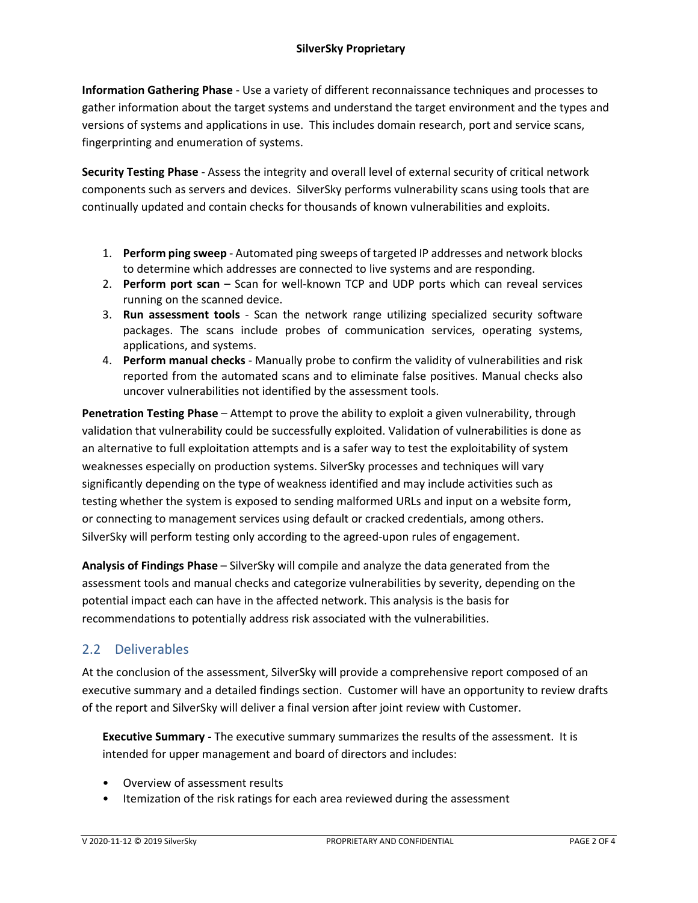**Information Gathering Phase** - Use a variety of different reconnaissance techniques and processes to gather information about the target systems and understand the target environment and the types and versions of systems and applications in use. This includes domain research, port and service scans, fingerprinting and enumeration of systems.

**Security Testing Phase** - Assess the integrity and overall level of external security of critical network components such as servers and devices. SilverSky performs vulnerability scans using tools that are continually updated and contain checks for thousands of known vulnerabilities and exploits.

1. **Perform ping sweep** - Automated ping sweeps of targeted IP addresses and network blocks to determine which addresses are connected to live systems and are responding.
2. **Perform port scan** – Scan for well-known TCP and UDP ports which can reveal services running on the scanned device.
3. **Run assessment tools** - Scan the network range utilizing specialized security software packages. The scans include probes of communication services, operating systems, applications, and systems.
4. **Perform manual checks** - Manually probe to confirm the validity of vulnerabilities and risk reported from the automated scans and to eliminate false positives. Manual checks also uncover vulnerabilities not identified by the assessment tools.

**Penetration Testing Phase** – Attempt to prove the ability to exploit a given vulnerability, through validation that vulnerability could be successfully exploited. Validation of vulnerabilities is done as an alternative to full exploitation attempts and is a safer way to test the exploitability of system weaknesses especially on production systems. SilverSky processes and techniques will vary significantly depending on the type of weakness identified and may include activities such as testing whether the system is exposed to sending malformed URLs and input on a website form, or connecting to management services using default or cracked credentials, among others. SilverSky will perform testing only according to the agreed-upon rules of engagement.

**Analysis of Findings Phase** – SilverSky will compile and analyze the data generated from the assessment tools and manual checks and categorize vulnerabilities by severity, depending on the potential impact each can have in the affected network. This analysis is the basis for recommendations to potentially address risk associated with the vulnerabilities.

## 2.2 Deliverables

At the conclusion of the assessment, SilverSky will provide a comprehensive report composed of an executive summary and a detailed findings section. Customer will have an opportunity to review drafts of the report and SilverSky will deliver a final version after joint review with Customer.

**Executive Summary -** The executive summary summarizes the results of the assessment. It is intended for upper management and board of directors and includes:

- Overview of assessment results
- Itemization of the risk ratings for each area reviewed during the assessment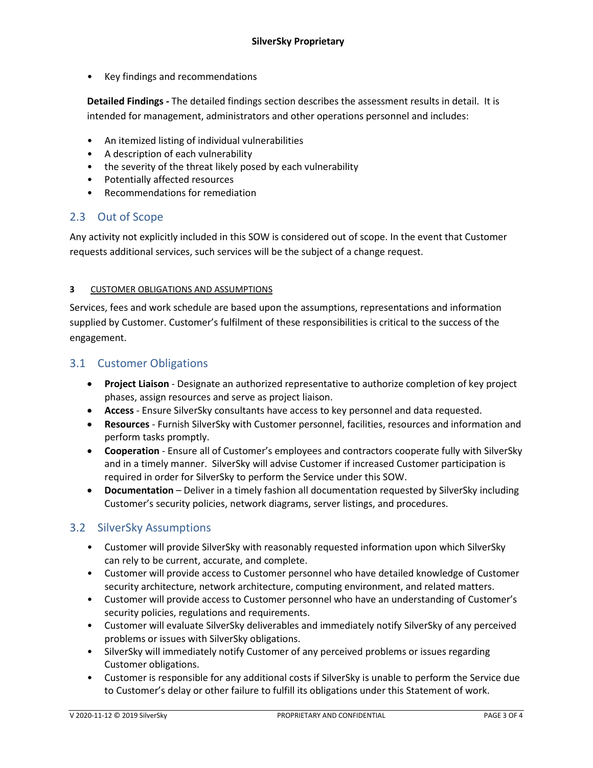- Key findings and recommendations

**Detailed Findings -** The detailed findings section describes the assessment results in detail. It is intended for management, administrators and other operations personnel and includes:

- An itemized listing of individual vulnerabilities
- A description of each vulnerability
- the severity of the threat likely posed by each vulnerability
- Potentially affected resources
- Recommendations for remediation

## 2.3 Out of Scope

Any activity not explicitly included in this SOW is considered out of scope. In the event that Customer requests additional services, such services will be the subject of a change request.

# 3 CUSTOMER OBLIGATIONS AND ASSUMPTIONS

Services, fees and work schedule are based upon the assumptions, representations and information supplied by Customer. Customer's fulfilment of these responsibilities is critical to the success of the engagement.

## 3.1 Customer Obligations

- **Project Liaison** - Designate an authorized representative to authorize completion of key project phases, assign resources and serve as project liaison.
- **Access** - Ensure SilverSky consultants have access to key personnel and data requested.
- **Resources** - Furnish SilverSky with Customer personnel, facilities, resources and information and perform tasks promptly.
- **Cooperation** - Ensure all of Customer's employees and contractors cooperate fully with SilverSky and in a timely manner. SilverSky will advise Customer if increased Customer participation is required in order for SilverSky to perform the Service under this SOW.
- **Documentation** – Deliver in a timely fashion all documentation requested by SilverSky including Customer's security policies, network diagrams, server listings, and procedures.

## 3.2 SilverSky Assumptions

- Customer will provide SilverSky with reasonably requested information upon which SilverSky can rely to be current, accurate, and complete.
- Customer will provide access to Customer personnel who have detailed knowledge of Customer security architecture, network architecture, computing environment, and related matters.
- Customer will provide access to Customer personnel who have an understanding of Customer's security policies, regulations and requirements.
- Customer will evaluate SilverSky deliverables and immediately notify SilverSky of any perceived problems or issues with SilverSky obligations.
- SilverSky will immediately notify Customer of any perceived problems or issues regarding Customer obligations.
- Customer is responsible for any additional costs if SilverSky is unable to perform the Service due to Customer's delay or other failure to fulfill its obligations under this Statement of work.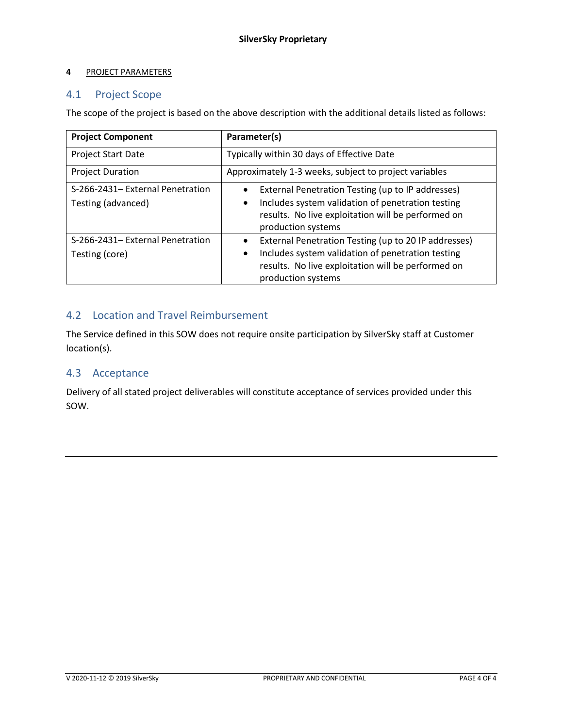## 4 PROJECT PARAMETERS

### 4.1 Project Scope

The scope of the project is based on the above description with the additional details listed as follows:

| Project Component | Parameter(s) |
| --- | --- |
| Project Start Date | Typically within 30 days of Effective Date |
| Project Duration | Approximately 1-3 weeks, subject to project variables |
| S-266-2431– External Penetration Testing (advanced) | • External Penetration Testing (up to IP addresses)<br>• Includes system validation of penetration testing results. No live exploitation will be performed on production systems |
| S-266-2431– External Penetration Testing (core) | • External Penetration Testing (up to 20 IP addresses)<br>• Includes system validation of penetration testing results. No live exploitation will be performed on production systems |

### 4.2 Location and Travel Reimbursement

The Service defined in this SOW does not require onsite participation by SilverSky staff at Customer location(s).

### 4.3 Acceptance

Delivery of all stated project deliverables will constitute acceptance of services provided under this SOW.